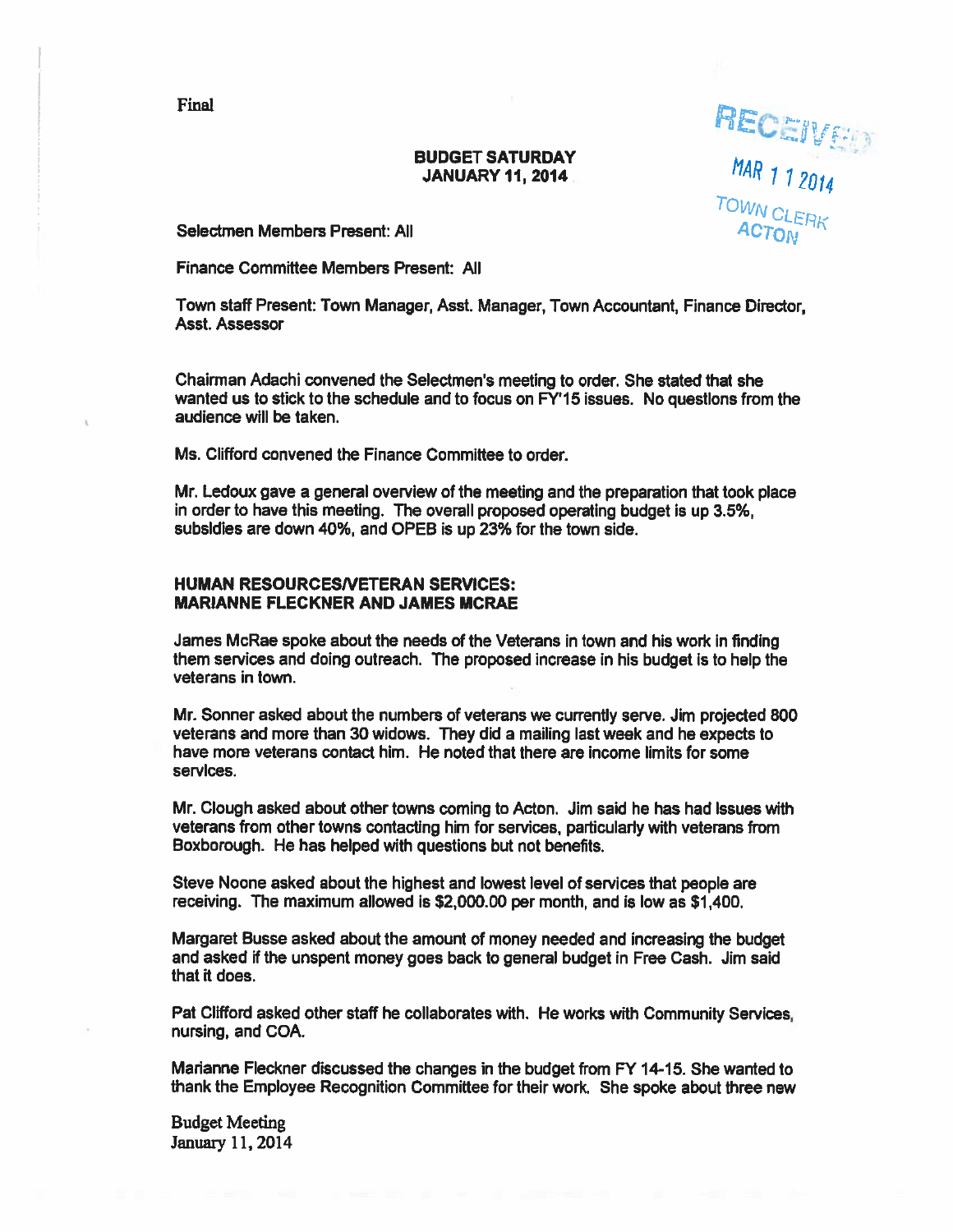Final

**BUDGET SATURDAY**
**JANUARY 11, 2014**

RECEIVED
MAR 11 2014
TOWN CLERK
ACTON

Selectmen Members Present: All

Finance Committee Members Present: All

Town staff Present: Town Manager, Asst. Manager, Town Accountant, Finance Director, Asst. Assessor

Chairman Adachi convened the Selectmen's meeting to order. She stated that she wanted us to stick to the schedule and to focus on FY'15 issues. No questions from the audience will be taken.

Ms. Clifford convened the Finance Committee to order.

Mr. Ledoux gave a general overview of the meeting and the preparation that took place in order to have this meeting. The overall proposed operating budget is up 3.5%, subsidies are down 40%, and OPEB is up 23% for the town side.

**HUMAN RESOURCES/VETERAN SERVICES:**
**MARIANNE FLECKNER AND JAMES MCRAE**

James McRae spoke about the needs of the Veterans in town and his work in finding them services and doing outreach. The proposed increase in his budget is to help the veterans in town.

Mr. Sonner asked about the numbers of veterans we currently serve. Jim projected 800 veterans and more than 30 widows. They did a mailing last week and he expects to have more veterans contact him. He noted that there are income limits for some services.

Mr. Clough asked about other towns coming to Acton. Jim said he has had issues with veterans from other towns contacting him for services, particularly with veterans from Boxborough. He has helped with questions but not benefits.

Steve Noone asked about the highest and lowest level of services that people are receiving. The maximum allowed is $2,000.00 per month, and is low as $1,400.

Margaret Busse asked about the amount of money needed and increasing the budget and asked if the unspent money goes back to general budget in Free Cash. Jim said that it does.

Pat Clifford asked other staff he collaborates with. He works with Community Services, nursing, and COA.

Marianne Fleckner discussed the changes in the budget from FY 14-15. She wanted to thank the Employee Recognition Committee for their work. She spoke about three new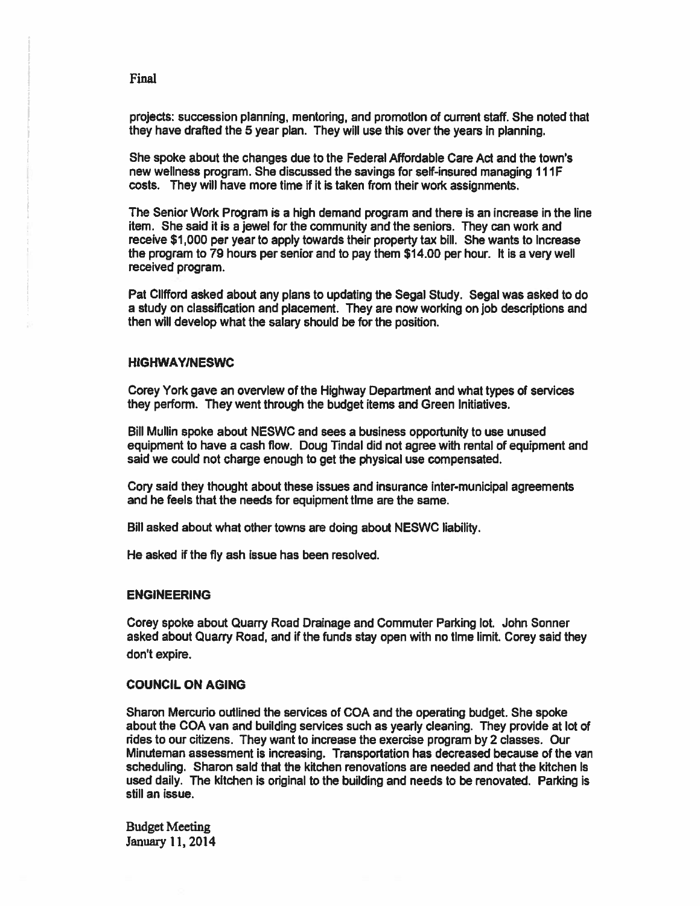Final

projects: succession planning, mentoring, and promotion of current staff. She noted that they have drafted the 5 year plan. They will use this over the years in planning.

She spoke about the changes due to the Federal Affordable Care Act and the town's new wellness program. She discussed the savings for self-insured managing 111F costs. They will have more time if it is taken from their work assignments.

The Senior Work Program is a high demand program and there is an increase in the line item. She said it is a jewel for the community and the seniors. They can work and receive $1,000 per year to apply towards their property tax bill. She wants to increase the program to 79 hours per senior and to pay them $14.00 per hour. It is a very well received program.

Pat Clifford asked about any plans to updating the Segal Study. Segal was asked to do a study on classification and placement. They are now working on job descriptions and then will develop what the salary should be for the position.

## HIGHWAY/NESWC

Corey York gave an overview of the Highway Department and what types of services they perform. They went through the budget items and Green Initiatives.

Bill Mullin spoke about NESWC and sees a business opportunity to use unused equipment to have a cash flow. Doug Tindal did not agree with rental of equipment and said we could not charge enough to get the physical use compensated.

Cory said they thought about these issues and insurance inter-municipal agreements and he feels that the needs for equipment time are the same.

Bill asked about what other towns are doing about NESWC liability.

He asked if the fly ash issue has been resolved.

## ENGINEERING

Corey spoke about Quarry Road Drainage and Commuter Parking lot. John Sonner asked about Quarry Road, and if the funds stay open with no time limit. Corey said they don't expire.

## COUNCIL ON AGING

Sharon Mercurio outlined the services of COA and the operating budget. She spoke about the COA van and building services such as yearly cleaning. They provide at lot of rides to our citizens. They want to increase the exercise program by 2 classes. Our Minuteman assessment is increasing. Transportation has decreased because of the van scheduling. Sharon said that the kitchen renovations are needed and that the kitchen is used daily. The kitchen is original to the building and needs to be renovated. Parking is still an issue.

Budget Meeting
January 11, 2014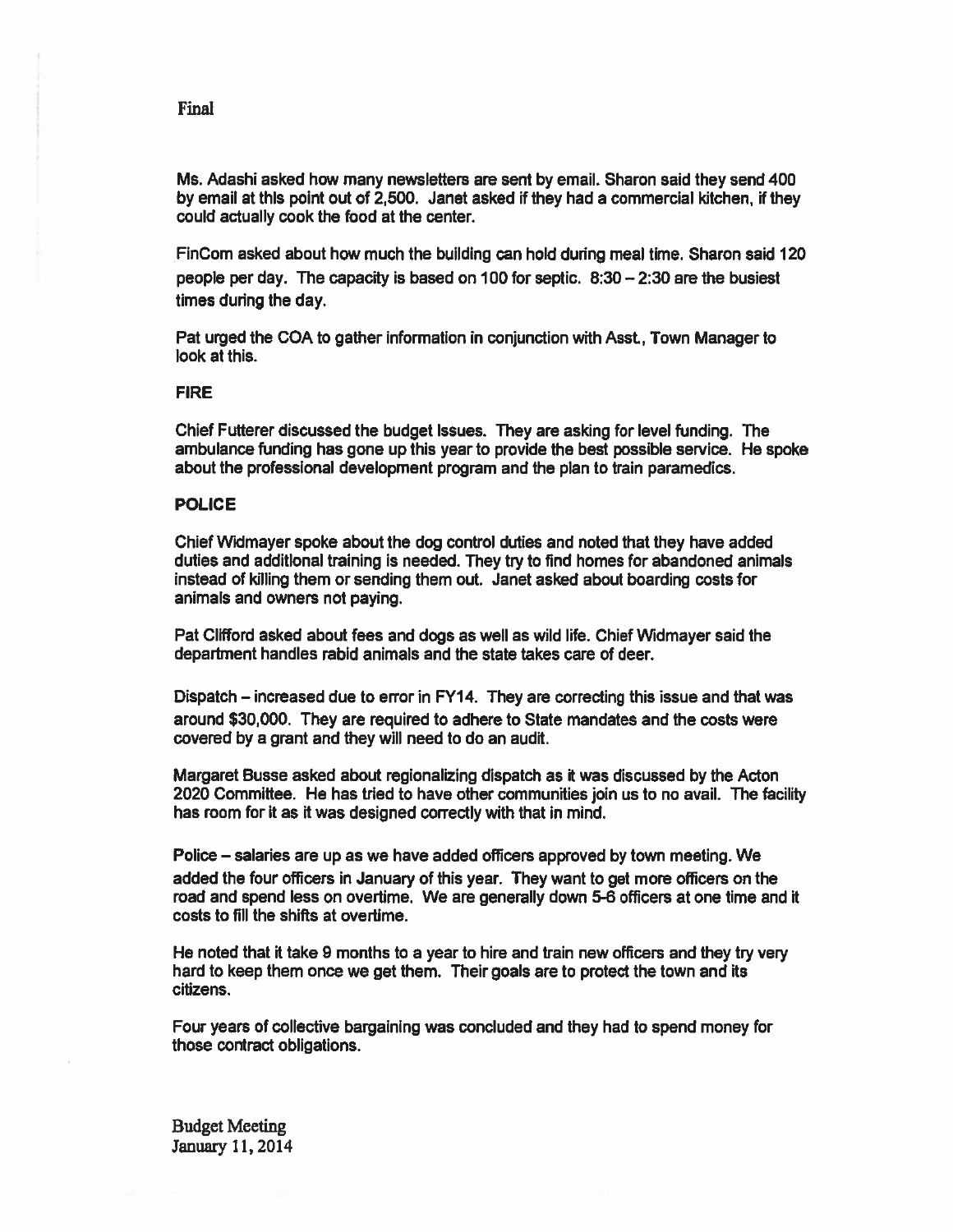Final

Ms. Adashi asked how many newsletters are sent by email. Sharon said they send 400 by email at this point out of 2,500. Janet asked if they had a commercial kitchen, if they could actually cook the food at the center.

FinCom asked about how much the building can hold during meal time. Sharon said 120 people per day. The capacity is based on 100 for septic. 8:30 – 2:30 are the busiest times during the day.

Pat urged the COA to gather information in conjunction with Asst., Town Manager to look at this.

**FIRE**

Chief Futterer discussed the budget issues. They are asking for level funding. The ambulance funding has gone up this year to provide the best possible service. He spoke about the professional development program and the plan to train paramedics.

**POLICE**

Chief Widmayer spoke about the dog control duties and noted that they have added duties and additional training is needed. They try to find homes for abandoned animals instead of killing them or sending them out. Janet asked about boarding costs for animals and owners not paying.

Pat Clifford asked about fees and dogs as well as wild life. Chief Widmayer said the department handles rabid animals and the state takes care of deer.

Dispatch – increased due to error in FY14. They are correcting this issue and that was around $30,000. They are required to adhere to State mandates and the costs were covered by a grant and they will need to do an audit.

Margaret Busse asked about regionalizing dispatch as it was discussed by the Acton 2020 Committee. He has tried to have other communities join us to no avail. The facility has room for it as it was designed correctly with that in mind.

Police – salaries are up as we have added officers approved by town meeting. We added the four officers in January of this year. They want to get more officers on the road and spend less on overtime. We are generally down 5-6 officers at one time and it costs to fill the shifts at overtime.

He noted that it take 9 months to a year to hire and train new officers and they try very hard to keep them once we get them. Their goals are to protect the town and its citizens.

Four years of collective bargaining was concluded and they had to spend money for those contract obligations.

Budget Meeting
January 11, 2014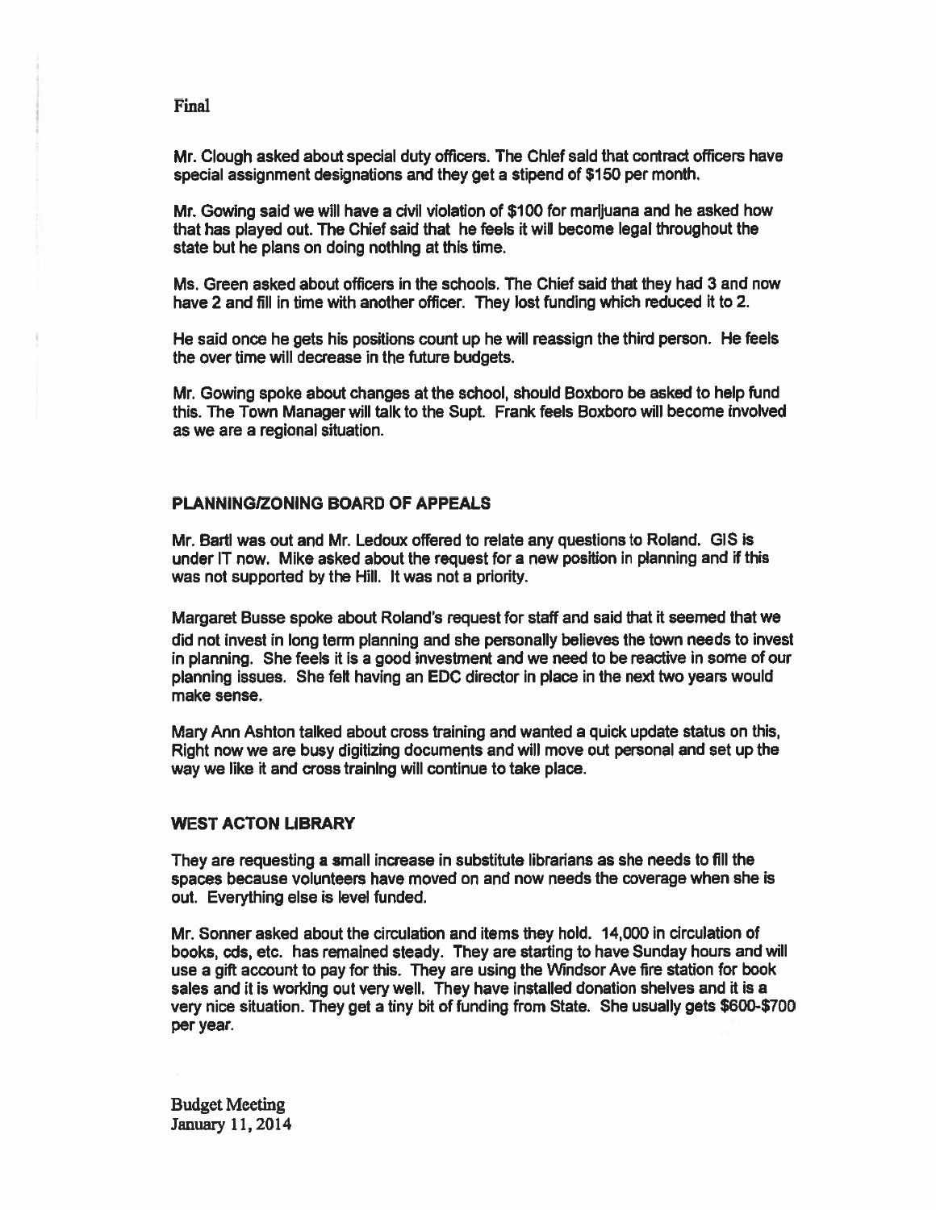Final

Mr. Clough asked about special duty officers. The Chief said that contract officers have special assignment designations and they get a stipend of $150 per month.

Mr. Gowing said we will have a civil violation of $100 for marijuana and he asked how that has played out. The Chief said that he feels it will become legal throughout the state but he plans on doing nothing at this time.

Ms. Green asked about officers in the schools. The Chief said that they had 3 and now have 2 and fill in time with another officer. They lost funding which reduced it to 2.

He said once he gets his positions count up he will reassign the third person. He feels the over time will decrease in the future budgets.

Mr. Gowing spoke about changes at the school, should Boxboro be asked to help fund this. The Town Manager will talk to the Supt. Frank feels Boxboro will become involved as we are a regional situation.

## PLANNING/ZONING BOARD OF APPEALS

Mr. Bartl was out and Mr. Ledoux offered to relate any questions to Roland. GIS is under IT now. Mike asked about the request for a new position in planning and if this was not supported by the Hill. It was not a priority.

Margaret Busse spoke about Roland's request for staff and said that it seemed that we did not invest in long term planning and she personally believes the town needs to invest in planning. She feels it is a good investment and we need to be reactive in some of our planning issues. She felt having an EDC director in place in the next two years would make sense.

Mary Ann Ashton talked about cross training and wanted a quick update status on this, Right now we are busy digitizing documents and will move out personal and set up the way we like it and cross training will continue to take place.

## WEST ACTON LIBRARY

They are requesting a small increase in substitute librarians as she needs to fill the spaces because volunteers have moved on and now needs the coverage when she is out. Everything else is level funded.

Mr. Sonner asked about the circulation and items they hold. 14,000 in circulation of books, cds, etc. has remained steady. They are starting to have Sunday hours and will use a gift account to pay for this. They are using the Windsor Ave fire station for book sales and it is working out very well. They have installed donation shelves and it is a very nice situation. They get a tiny bit of funding from State. She usually gets $600-$700 per year.

Budget Meeting
January 11, 2014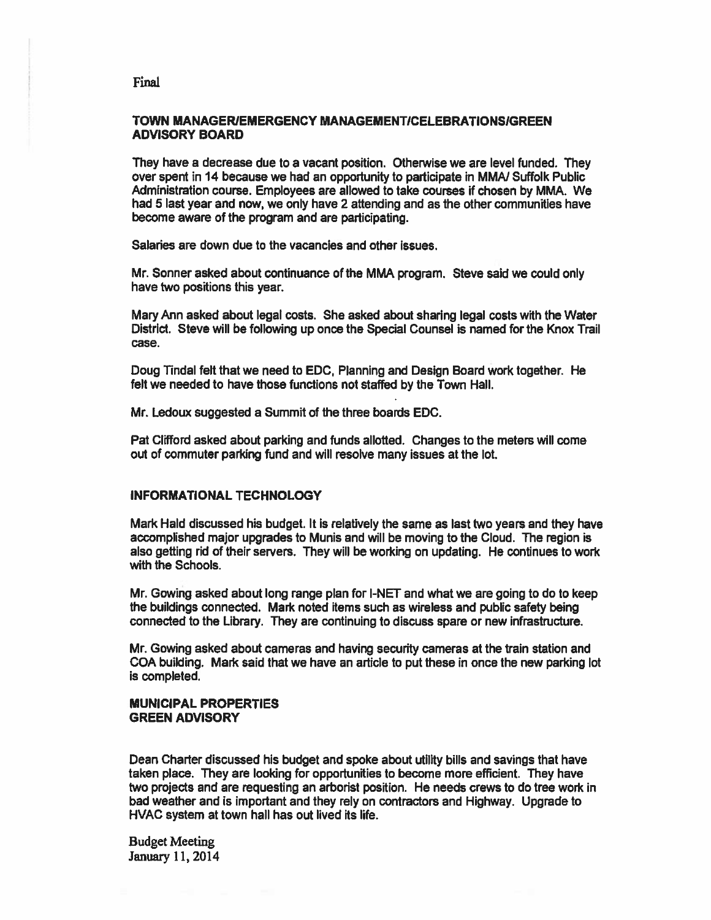Final

**TOWN MANAGER/EMERGENCY MANAGEMENT/CELEBRATIONS/GREEN ADVISORY BOARD**

They have a decrease due to a vacant position. Otherwise we are level funded. They over spent in 14 because we had an opportunity to participate in MMA/ Suffolk Public Administration course. Employees are allowed to take courses if chosen by MMA. We had 5 last year and now, we only have 2 attending and as the other communities have become aware of the program and are participating.

Salaries are down due to the vacancies and other issues.

Mr. Sonner asked about continuance of the MMA program. Steve said we could only have two positions this year.

Mary Ann asked about legal costs. She asked about sharing legal costs with the Water District. Steve will be following up once the Special Counsel is named for the Knox Trail case.

Doug Tindal felt that we need to EDC, Planning and Design Board work together. He felt we needed to have those functions not staffed by the Town Hall.

Mr. Ledoux suggested a Summit of the three boards EDC.

Pat Clifford asked about parking and funds allotted. Changes to the meters will come out of commuter parking fund and will resolve many issues at the lot.

**INFORMATIONAL TECHNOLOGY**

Mark Hald discussed his budget. It is relatively the same as last two years and they have accomplished major upgrades to Munis and will be moving to the Cloud. The region is also getting rid of their servers. They will be working on updating. He continues to work with the Schools.

Mr. Gowing asked about long range plan for I-NET and what we are going to do to keep the buildings connected. Mark noted items such as wireless and public safety being connected to the Library. They are continuing to discuss spare or new infrastructure.

Mr. Gowing asked about cameras and having security cameras at the train station and COA building. Mark said that we have an article to put these in once the new parking lot is completed.

**MUNICIPAL PROPERTIES**
**GREEN ADVISORY**

Dean Charter discussed his budget and spoke about utility bills and savings that have taken place. They are looking for opportunities to become more efficient. They have two projects and are requesting an arborist position. He needs crews to do tree work in bad weather and is important and they rely on contractors and Highway. Upgrade to HVAC system at town hall has out lived its life.

Budget Meeting
January 11, 2014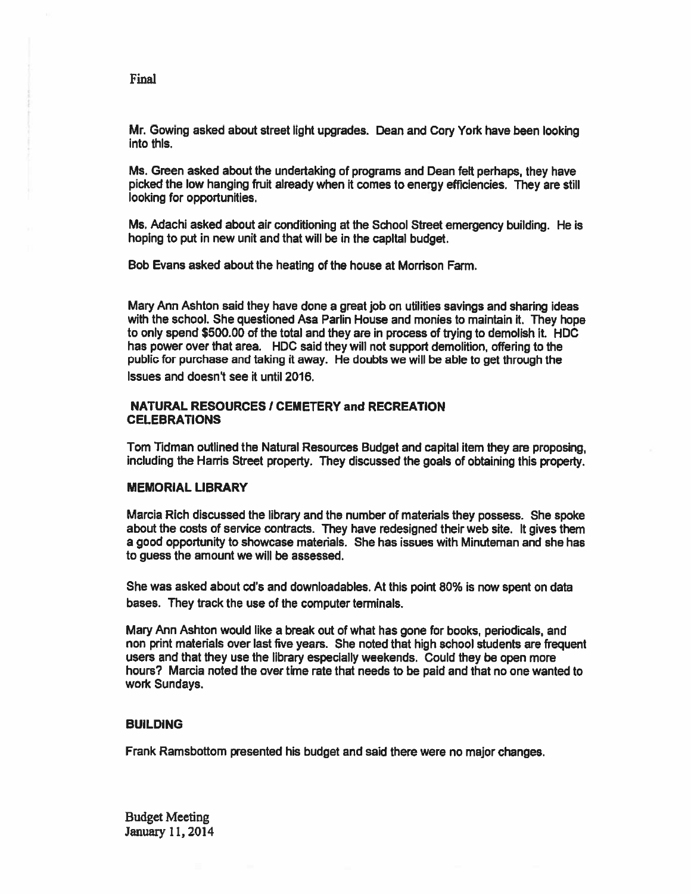Final

Mr. Gowing asked about street light upgrades. Dean and Cory York have been looking into this.

Ms. Green asked about the undertaking of programs and Dean felt perhaps, they have picked the low hanging fruit already when it comes to energy efficiencies. They are still looking for opportunities.

Ms. Adachi asked about air conditioning at the School Street emergency building. He is hoping to put in new unit and that will be in the capital budget.

Bob Evans asked about the heating of the house at Morrison Farm.

Mary Ann Ashton said they have done a great job on utilities savings and sharing ideas with the school. She questioned Asa Parlin House and monies to maintain it. They hope to only spend $500.00 of the total and they are in process of trying to demolish it. HDC has power over that area. HDC said they will not support demolition, offering to the public for purchase and taking it away. He doubts we will be able to get through the issues and doesn't see it until 2016.

### NATURAL RESOURCES / CEMETERY and RECREATION CELEBRATIONS

Tom Tidman outlined the Natural Resources Budget and capital item they are proposing, including the Harris Street property. They discussed the goals of obtaining this property.

### MEMORIAL LIBRARY

Marcia Rich discussed the library and the number of materials they possess. She spoke about the costs of service contracts. They have redesigned their web site. It gives them a good opportunity to showcase materials. She has issues with Minuteman and she has to guess the amount we will be assessed.

She was asked about cd's and downloadables. At this point 80% is now spent on data bases. They track the use of the computer terminals.

Mary Ann Ashton would like a break out of what has gone for books, periodicals, and non print materials over last five years. She noted that high school students are frequent users and that they use the library especially weekends. Could they be open more hours? Marcia noted the over time rate that needs to be paid and that no one wanted to work Sundays.

### BUILDING

Frank Ramsbottom presented his budget and said there were no major changes.

Budget Meeting
January 11, 2014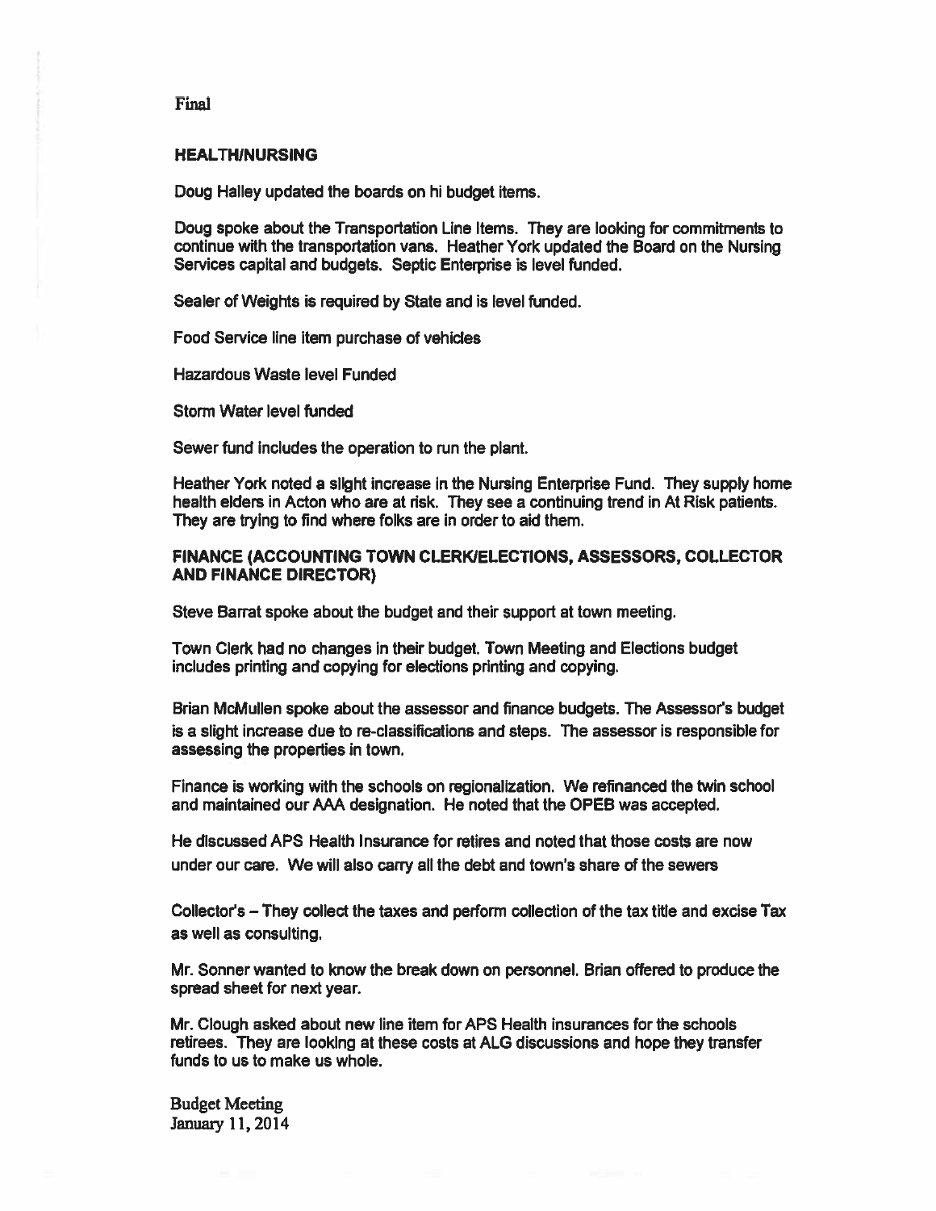Final

**HEALTH/NURSING**

Doug Halley updated the boards on hi budget items.

Doug spoke about the Transportation Line Items. They are looking for commitments to continue with the transportation vans. Heather York updated the Board on the Nursing Services capital and budgets. Septic Enterprise is level funded.

Sealer of Weights is required by State and is level funded.

Food Service line item purchase of vehicles

Hazardous Waste level Funded

Storm Water level funded

Sewer fund includes the operation to run the plant.

Heather York noted a slight increase in the Nursing Enterprise Fund. They supply home health elders in Acton who are at risk. They see a continuing trend in At Risk patients. They are trying to find where folks are in order to aid them.

**FINANCE (ACCOUNTING TOWN CLERK/ELECTIONS, ASSESSORS, COLLECTOR AND FINANCE DIRECTOR)**

Steve Barrat spoke about the budget and their support at town meeting.

Town Clerk had no changes in their budget. Town Meeting and Elections budget includes printing and copying for elections printing and copying.

Brian McMullen spoke about the assessor and finance budgets. The Assessor's budget is a slight increase due to re-classifications and steps. The assessor is responsible for assessing the properties in town.

Finance is working with the schools on regionalization. We refinanced the twin school and maintained our AAA designation. He noted that the OPEB was accepted.

He discussed APS Health Insurance for retires and noted that those costs are now under our care. We will also carry all the debt and town's share of the sewers

Collector's – They collect the taxes and perform collection of the tax title and excise Tax as well as consulting.

Mr. Sonner wanted to know the break down on personnel. Brian offered to produce the spread sheet for next year.

Mr. Clough asked about new line item for APS Health insurances for the schools retirees. They are looking at these costs at ALG discussions and hope they transfer funds to us to make us whole.

Budget Meeting
January 11, 2014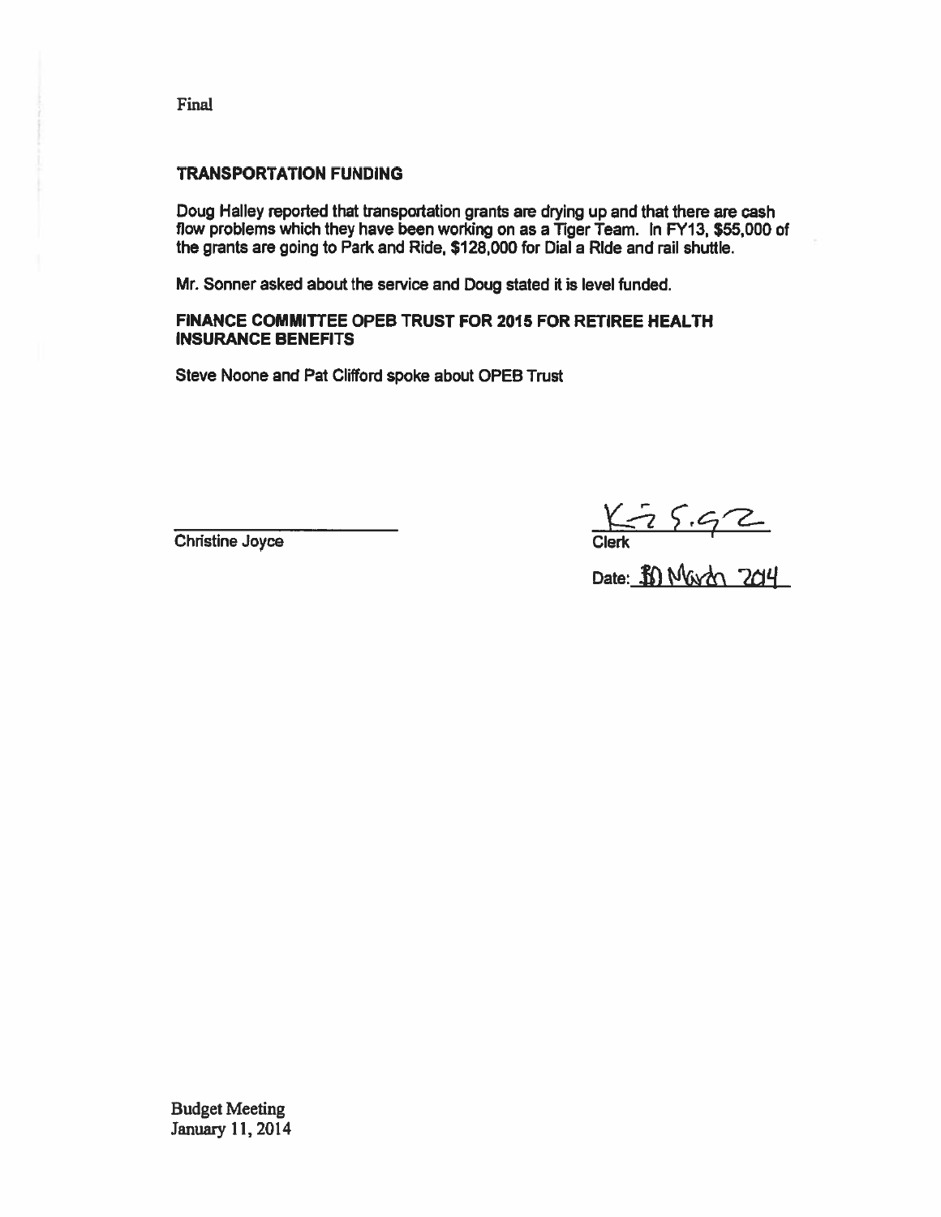Final

**TRANSPORTATION FUNDING**

Doug Halley reported that transportation grants are drying up and that there are cash flow problems which they have been working on as a Tiger Team. In FY13, $55,000 of the grants are going to Park and Ride, $128,000 for Dial a Ride and rail shuttle.

Mr. Sonner asked about the service and Doug stated it is level funded.

**FINANCE COMMITTEE OPEB TRUST FOR 2015 FOR RETIREE HEALTH INSURANCE BENEFITS**

Steve Noone and Pat Clifford spoke about OPEB Trust

Christine Joyce

Clerk

Date: 30 March 2014

Budget Meeting
January 11, 2014